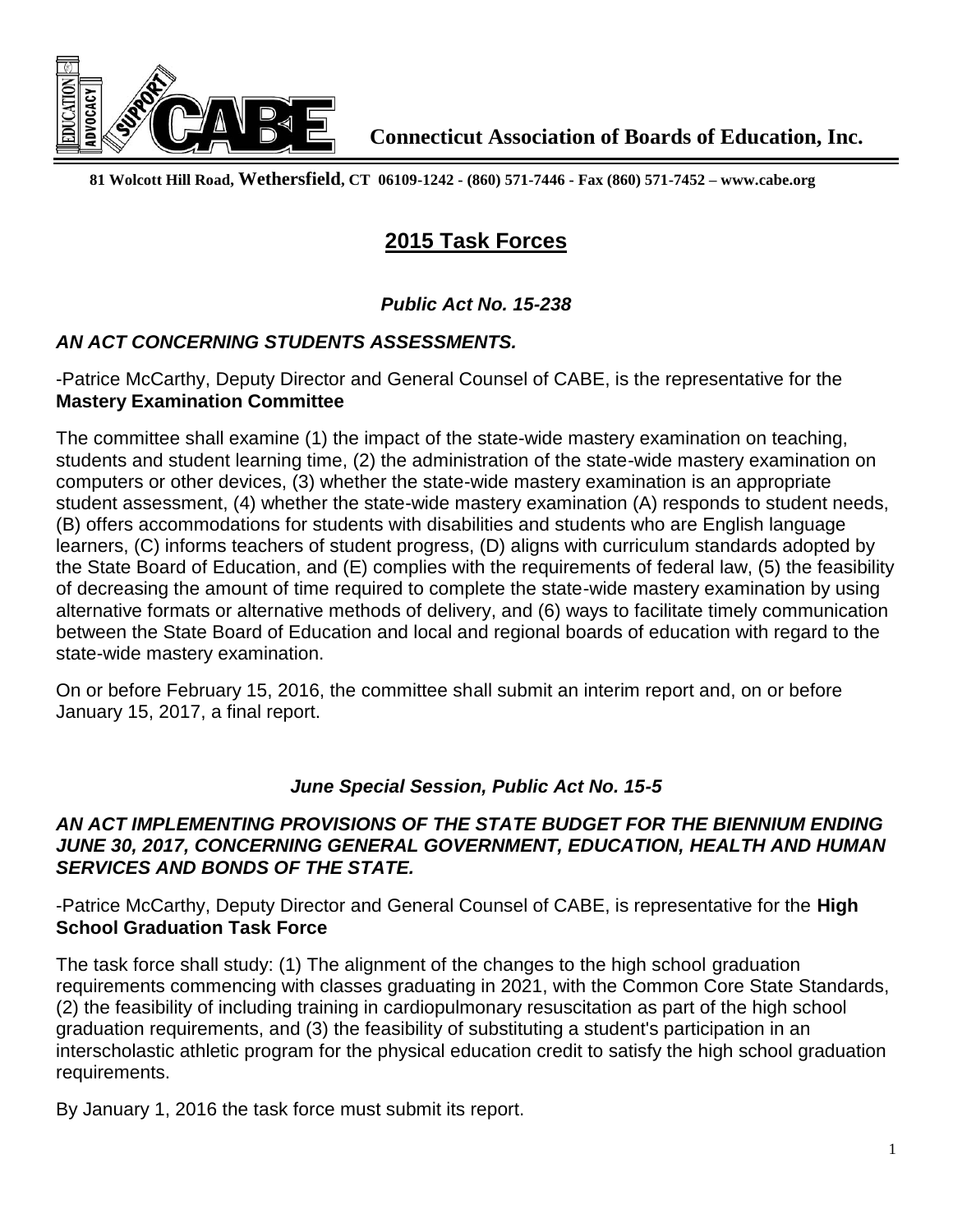**Connecticut Association of Boards of Education, Inc.**

**81 Wolcott Hill Road, Wethersfield, CT 06109-1242 - (860) 571-7446 - Fax (860) 571-7452 – www.cabe.org**

# 2015 Task Forces

***Public Act No. 15-238***

***AN ACT CONCERNING STUDENTS ASSESSMENTS.***

-Patrice McCarthy, Deputy Director and General Counsel of CABE, is the representative for the **Mastery Examination Committee**

The committee shall examine (1) the impact of the state-wide mastery examination on teaching, students and student learning time, (2) the administration of the state-wide mastery examination on computers or other devices, (3) whether the state-wide mastery examination is an appropriate student assessment, (4) whether the state-wide mastery examination (A) responds to student needs, (B) offers accommodations for students with disabilities and students who are English language learners, (C) informs teachers of student progress, (D) aligns with curriculum standards adopted by the State Board of Education, and (E) complies with the requirements of federal law, (5) the feasibility of decreasing the amount of time required to complete the state-wide mastery examination by using alternative formats or alternative methods of delivery, and (6) ways to facilitate timely communication between the State Board of Education and local and regional boards of education with regard to the state-wide mastery examination.

On or before February 15, 2016, the committee shall submit an interim report and, on or before January 15, 2017, a final report.

***June Special Session, Public Act No. 15-5***

***AN ACT IMPLEMENTING PROVISIONS OF THE STATE BUDGET FOR THE BIENNIUM ENDING JUNE 30, 2017, CONCERNING GENERAL GOVERNMENT, EDUCATION, HEALTH AND HUMAN SERVICES AND BONDS OF THE STATE.***

-Patrice McCarthy, Deputy Director and General Counsel of CABE, is representative for the **High School Graduation Task Force**

The task force shall study: (1) The alignment of the changes to the high school graduation requirements commencing with classes graduating in 2021, with the Common Core State Standards, (2) the feasibility of including training in cardiopulmonary resuscitation as part of the high school graduation requirements, and (3) the feasibility of substituting a student's participation in an interscholastic athletic program for the physical education credit to satisfy the high school graduation requirements.

By January 1, 2016 the task force must submit its report.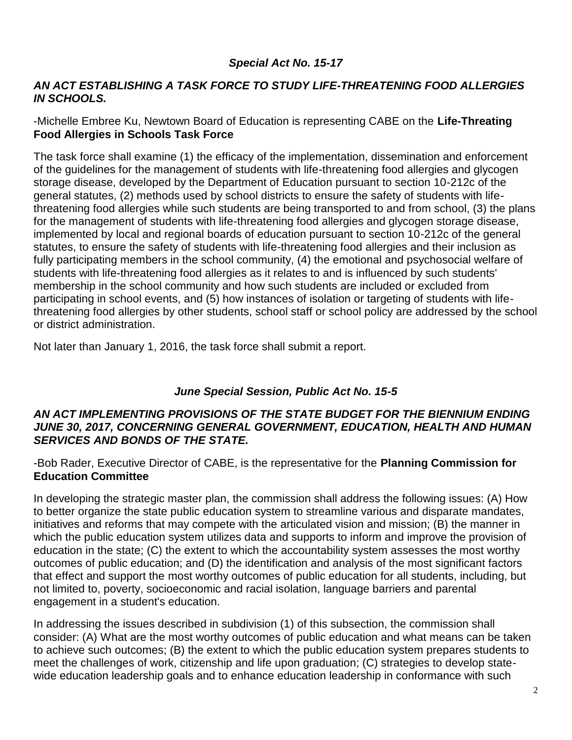### *Special Act No. 15-17*

***AN ACT ESTABLISHING A TASK FORCE TO STUDY LIFE-THREATENING FOOD ALLERGIES IN SCHOOLS.***

-Michelle Embree Ku, Newtown Board of Education is representing CABE on the **Life-Threating Food Allergies in Schools Task Force**

The task force shall examine (1) the efficacy of the implementation, dissemination and enforcement of the guidelines for the management of students with life-threatening food allergies and glycogen storage disease, developed by the Department of Education pursuant to section 10-212c of the general statutes, (2) methods used by school districts to ensure the safety of students with life-threatening food allergies while such students are being transported to and from school, (3) the plans for the management of students with life-threatening food allergies and glycogen storage disease, implemented by local and regional boards of education pursuant to section 10-212c of the general statutes, to ensure the safety of students with life-threatening food allergies and their inclusion as fully participating members in the school community, (4) the emotional and psychosocial welfare of students with life-threatening food allergies as it relates to and is influenced by such students' membership in the school community and how such students are included or excluded from participating in school events, and (5) how instances of isolation or targeting of students with life-threatening food allergies by other students, school staff or school policy are addressed by the school or district administration.

Not later than January 1, 2016, the task force shall submit a report.

### *June Special Session, Public Act No. 15-5*

***AN ACT IMPLEMENTING PROVISIONS OF THE STATE BUDGET FOR THE BIENNIUM ENDING JUNE 30, 2017, CONCERNING GENERAL GOVERNMENT, EDUCATION, HEALTH AND HUMAN SERVICES AND BONDS OF THE STATE.***

-Bob Rader, Executive Director of CABE, is the representative for the **Planning Commission for Education Committee**

In developing the strategic master plan, the commission shall address the following issues: (A) How to better organize the state public education system to streamline various and disparate mandates, initiatives and reforms that may compete with the articulated vision and mission; (B) the manner in which the public education system utilizes data and supports to inform and improve the provision of education in the state; (C) the extent to which the accountability system assesses the most worthy outcomes of public education; and (D) the identification and analysis of the most significant factors that effect and support the most worthy outcomes of public education for all students, including, but not limited to, poverty, socioeconomic and racial isolation, language barriers and parental engagement in a student's education.

In addressing the issues described in subdivision (1) of this subsection, the commission shall consider: (A) What are the most worthy outcomes of public education and what means can be taken to achieve such outcomes; (B) the extent to which the public education system prepares students to meet the challenges of work, citizenship and life upon graduation; (C) strategies to develop state-wide education leadership goals and to enhance education leadership in conformance with such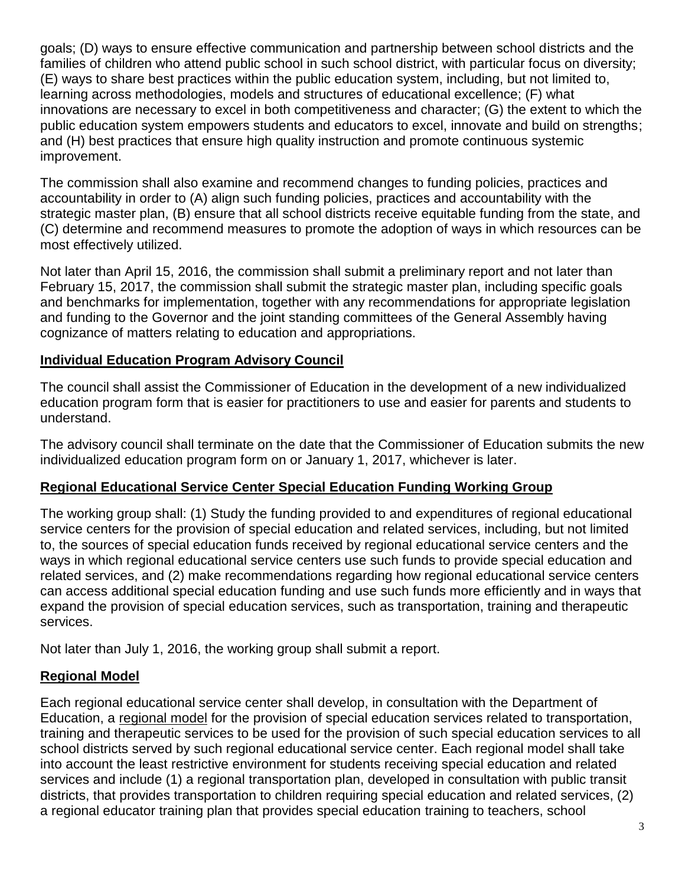goals; (D) ways to ensure effective communication and partnership between school districts and the families of children who attend public school in such school district, with particular focus on diversity; (E) ways to share best practices within the public education system, including, but not limited to, learning across methodologies, models and structures of educational excellence; (F) what innovations are necessary to excel in both competitiveness and character; (G) the extent to which the public education system empowers students and educators to excel, innovate and build on strengths; and (H) best practices that ensure high quality instruction and promote continuous systemic improvement.

The commission shall also examine and recommend changes to funding policies, practices and accountability in order to (A) align such funding policies, practices and accountability with the strategic master plan, (B) ensure that all school districts receive equitable funding from the state, and (C) determine and recommend measures to promote the adoption of ways in which resources can be most effectively utilized.

Not later than April 15, 2016, the commission shall submit a preliminary report and not later than February 15, 2017, the commission shall submit the strategic master plan, including specific goals and benchmarks for implementation, together with any recommendations for appropriate legislation and funding to the Governor and the joint standing committees of the General Assembly having cognizance of matters relating to education and appropriations.

## Individual Education Program Advisory Council

The council shall assist the Commissioner of Education in the development of a new individualized education program form that is easier for practitioners to use and easier for parents and students to understand.

The advisory council shall terminate on the date that the Commissioner of Education submits the new individualized education program form on or January 1, 2017, whichever is later.

## Regional Educational Service Center Special Education Funding Working Group

The working group shall: (1) Study the funding provided to and expenditures of regional educational service centers for the provision of special education and related services, including, but not limited to, the sources of special education funds received by regional educational service centers and the ways in which regional educational service centers use such funds to provide special education and related services, and (2) make recommendations regarding how regional educational service centers can access additional special education funding and use such funds more efficiently and in ways that expand the provision of special education services, such as transportation, training and therapeutic services.

Not later than July 1, 2016, the working group shall submit a report.

## Regional Model

Each regional educational service center shall develop, in consultation with the Department of Education, a regional model for the provision of special education services related to transportation, training and therapeutic services to be used for the provision of such special education services to all school districts served by such regional educational service center. Each regional model shall take into account the least restrictive environment for students receiving special education and related services and include (1) a regional transportation plan, developed in consultation with public transit districts, that provides transportation to children requiring special education and related services, (2) a regional educator training plan that provides special education training to teachers, school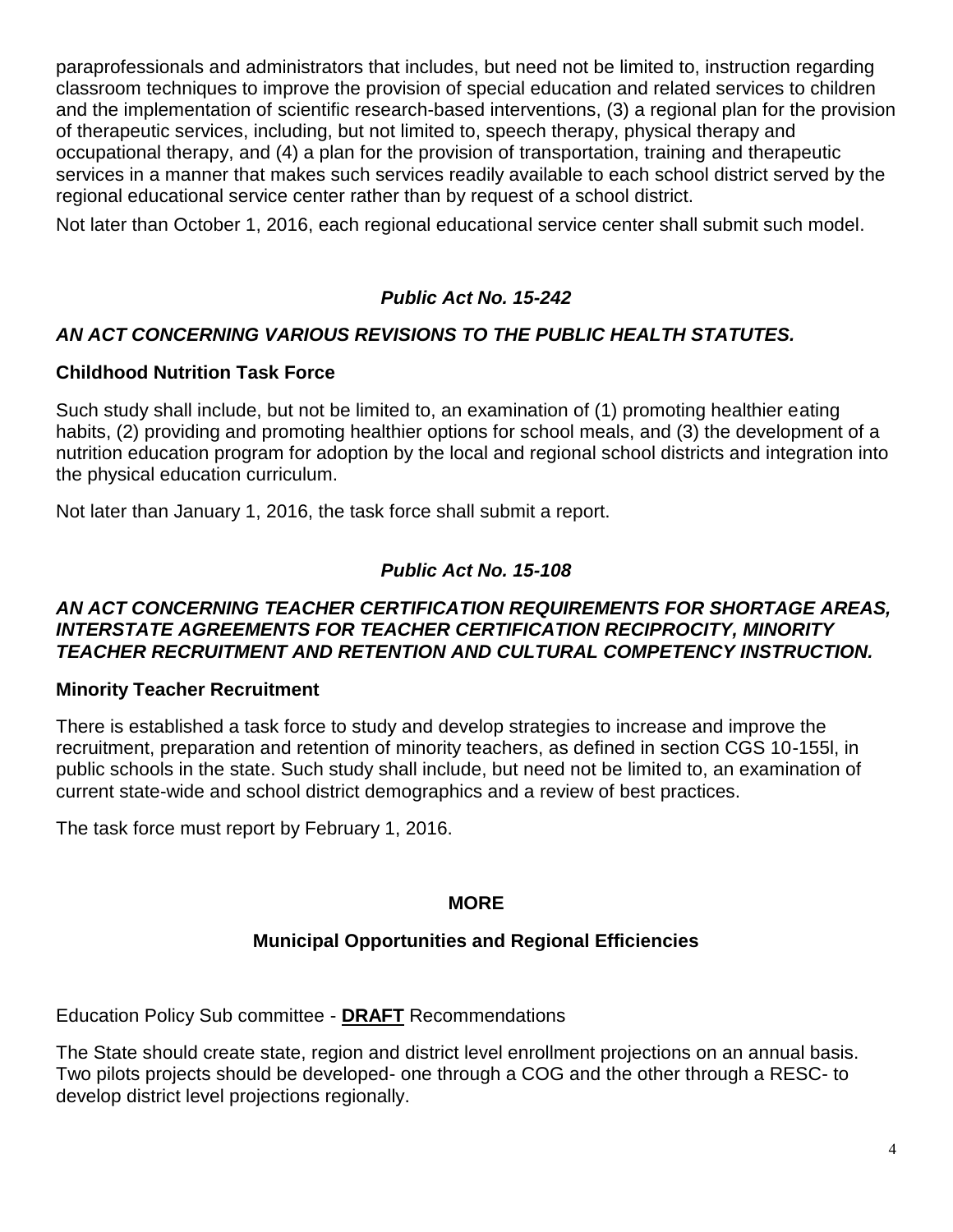paraprofessionals and administrators that includes, but need not be limited to, instruction regarding classroom techniques to improve the provision of special education and related services to children and the implementation of scientific research-based interventions, (3) a regional plan for the provision of therapeutic services, including, but not limited to, speech therapy, physical therapy and occupational therapy, and (4) a plan for the provision of transportation, training and therapeutic services in a manner that makes such services readily available to each school district served by the regional educational service center rather than by request of a school district.

Not later than October 1, 2016, each regional educational service center shall submit such model.

***Public Act No. 15-242***

***AN ACT CONCERNING VARIOUS REVISIONS TO THE PUBLIC HEALTH STATUTES.***

**Childhood Nutrition Task Force**

Such study shall include, but not be limited to, an examination of (1) promoting healthier eating habits, (2) providing and promoting healthier options for school meals, and (3) the development of a nutrition education program for adoption by the local and regional school districts and integration into the physical education curriculum.

Not later than January 1, 2016, the task force shall submit a report.

***Public Act No. 15-108***

***AN ACT CONCERNING TEACHER CERTIFICATION REQUIREMENTS FOR SHORTAGE AREAS, INTERSTATE AGREEMENTS FOR TEACHER CERTIFICATION RECIPROCITY, MINORITY TEACHER RECRUITMENT AND RETENTION AND CULTURAL COMPETENCY INSTRUCTION.***

**Minority Teacher Recruitment**

There is established a task force to study and develop strategies to increase and improve the recruitment, preparation and retention of minority teachers, as defined in section CGS 10-155l, in public schools in the state. Such study shall include, but need not be limited to, an examination of current state-wide and school district demographics and a review of best practices.

The task force must report by February 1, 2016.

**MORE**

**Municipal Opportunities and Regional Efficiencies**

Education Policy Sub committee - **DRAFT** Recommendations

The State should create state, region and district level enrollment projections on an annual basis. Two pilots projects should be developed- one through a COG and the other through a RESC- to develop district level projections regionally.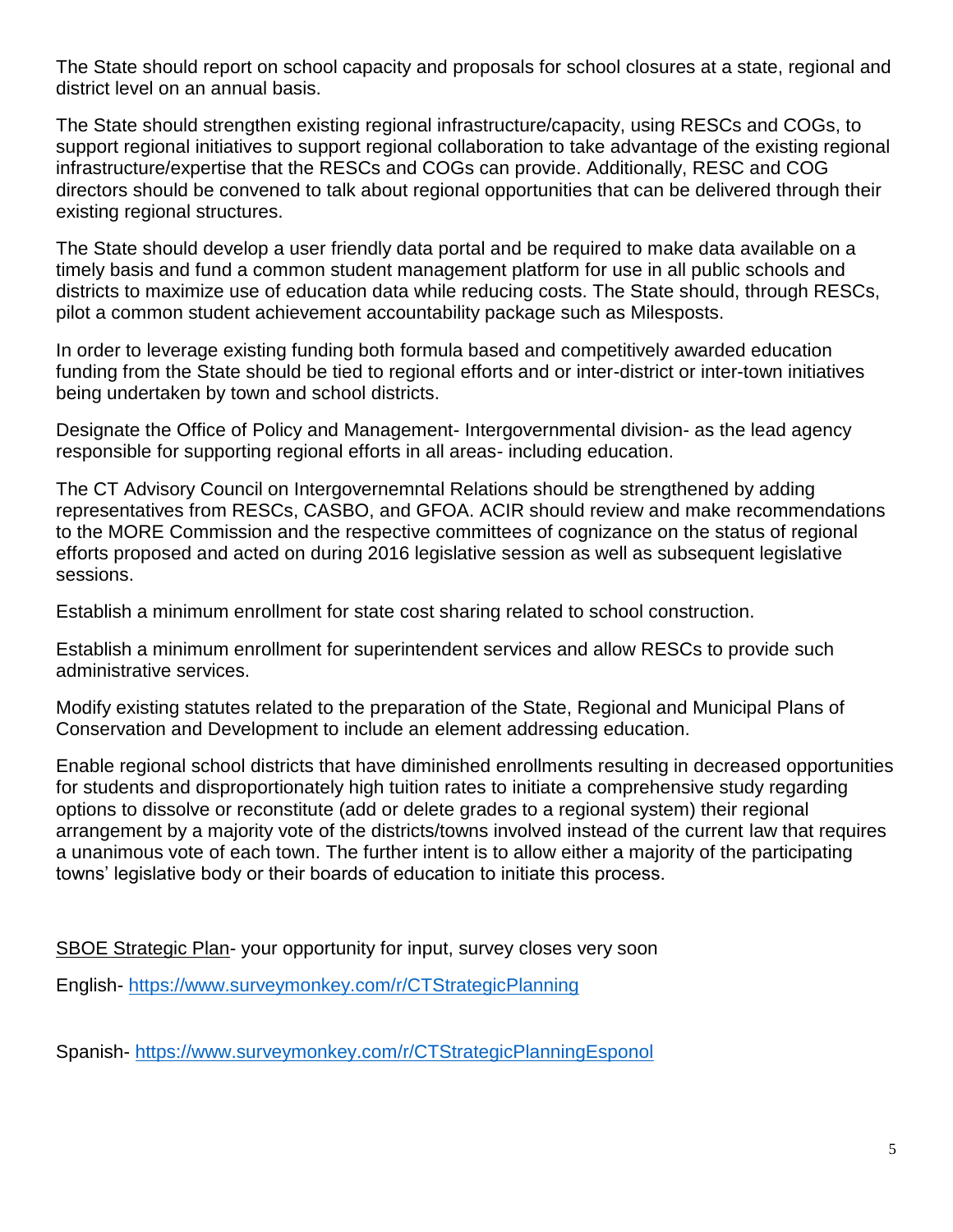The State should report on school capacity and proposals for school closures at a state, regional and district level on an annual basis.

The State should strengthen existing regional infrastructure/capacity, using RESCs and COGs, to support regional initiatives to support regional collaboration to take advantage of the existing regional infrastructure/expertise that the RESCs and COGs can provide. Additionally, RESC and COG directors should be convened to talk about regional opportunities that can be delivered through their existing regional structures.

The State should develop a user friendly data portal and be required to make data available on a timely basis and fund a common student management platform for use in all public schools and districts to maximize use of education data while reducing costs. The State should, through RESCs, pilot a common student achievement accountability package such as Milesposts.

In order to leverage existing funding both formula based and competitively awarded education funding from the State should be tied to regional efforts and or inter-district or inter-town initiatives being undertaken by town and school districts.

Designate the Office of Policy and Management- Intergovernmental division- as the lead agency responsible for supporting regional efforts in all areas- including education.

The CT Advisory Council on Intergovernemntal Relations should be strengthened by adding representatives from RESCs, CASBO, and GFOA. ACIR should review and make recommendations to the MORE Commission and the respective committees of cognizance on the status of regional efforts proposed and acted on during 2016 legislative session as well as subsequent legislative sessions.

Establish a minimum enrollment for state cost sharing related to school construction.

Establish a minimum enrollment for superintendent services and allow RESCs to provide such administrative services.

Modify existing statutes related to the preparation of the State, Regional and Municipal Plans of Conservation and Development to include an element addressing education.

Enable regional school districts that have diminished enrollments resulting in decreased opportunities for students and disproportionately high tuition rates to initiate a comprehensive study regarding options to dissolve or reconstitute (add or delete grades to a regional system) their regional arrangement by a majority vote of the districts/towns involved instead of the current law that requires a unanimous vote of each town. The further intent is to allow either a majority of the participating towns' legislative body or their boards of education to initiate this process.

<u>SBOE Strategic Plan</u>- your opportunity for input, survey closes very soon

English- https://www.surveymonkey.com/r/CTStrategicPlanning

Spanish- https://www.surveymonkey.com/r/CTStrategicPlanningEspono l